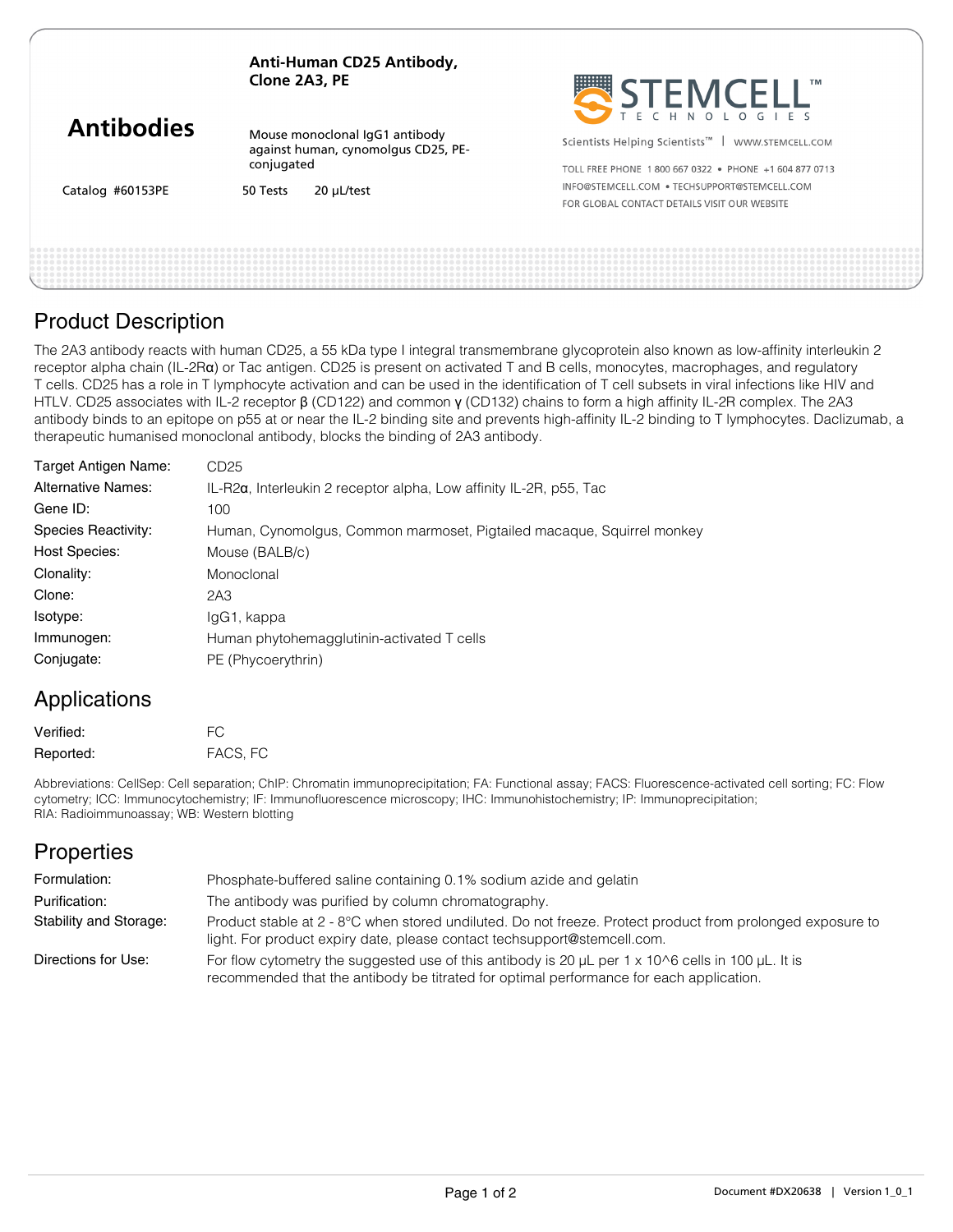# Antibodies

**Anti-Human CD25 Antibody, Clone 2A3, PE**

Mouse monoclonal IgG1 antibody against human, cynomolgus CD25, PE-conjugated

Catalog #60153PE | 50 Tests | 20 µL/test

STEMCELL TECHNOLOGIES

Scientists Helping Scientists™ | WWW.STEMCELL.COM

TOLL FREE PHONE 1 800 667 0322 • PHONE +1 604 877 0713

INFO@STEMCELL.COM • TECHSUPPORT@STEMCELL.COM

FOR GLOBAL CONTACT DETAILS VISIT OUR WEBSITE

## Product Description

The 2A3 antibody reacts with human CD25, a 55 kDa type I integral transmembrane glycoprotein also known as low-affinity interleukin 2 receptor alpha chain (IL-2Rα) or Tac antigen. CD25 is present on activated T and B cells, monocytes, macrophages, and regulatory T cells. CD25 has a role in T lymphocyte activation and can be used in the identification of T cell subsets in viral infections like HIV and HTLV. CD25 associates with IL-2 receptor β (CD122) and common γ (CD132) chains to form a high affinity IL-2R complex. The 2A3 antibody binds to an epitope on p55 at or near the IL-2 binding site and prevents high-affinity IL-2 binding to T lymphocytes. Daclizumab, a therapeutic humanised monoclonal antibody, blocks the binding of 2A3 antibody.

| | |
|---|---|
| Target Antigen Name: | CD25 |
| Alternative Names: | IL-R2α, Interleukin 2 receptor alpha, Low affinity IL-2R, p55, Tac |
| Gene ID: | 100 |
| Species Reactivity: | Human, Cynomolgus, Common marmoset, Pigtailed macaque, Squirrel monkey |
| Host Species: | Mouse (BALB/c) |
| Clonality: | Monoclonal |
| Clone: | 2A3 |
| Isotype: | IgG1, kappa |
| Immunogen: | Human phytohemagglutinin-activated T cells |
| Conjugate: | PE (Phycoerythrin) |

## Applications

| | |
|---|---|
| Verified: | FC |
| Reported: | FACS, FC |

Abbreviations: CellSep: Cell separation; ChIP: Chromatin immunoprecipitation; FA: Functional assay; FACS: Fluorescence-activated cell sorting; FC: Flow cytometry; ICC: Immunocytochemistry; IF: Immunofluorescence microscopy; IHC: Immunohistochemistry; IP: Immunoprecipitation; RIA: Radioimmunoassay; WB: Western blotting

## Properties

| | |
|---|---|
| Formulation: | Phosphate-buffered saline containing 0.1% sodium azide and gelatin |
| Purification: | The antibody was purified by column chromatography. |
| Stability and Storage: | Product stable at 2 - 8°C when stored undiluted. Do not freeze. Protect product from prolonged exposure to light. For product expiry date, please contact techsupport@stemcell.com. |
| Directions for Use: | For flow cytometry the suggested use of this antibody is 20 µL per 1 x 10^6 cells in 100 µL. It is recommended that the antibody be titrated for optimal performance for each application. |

Document #DX20638 | Version 1_0_1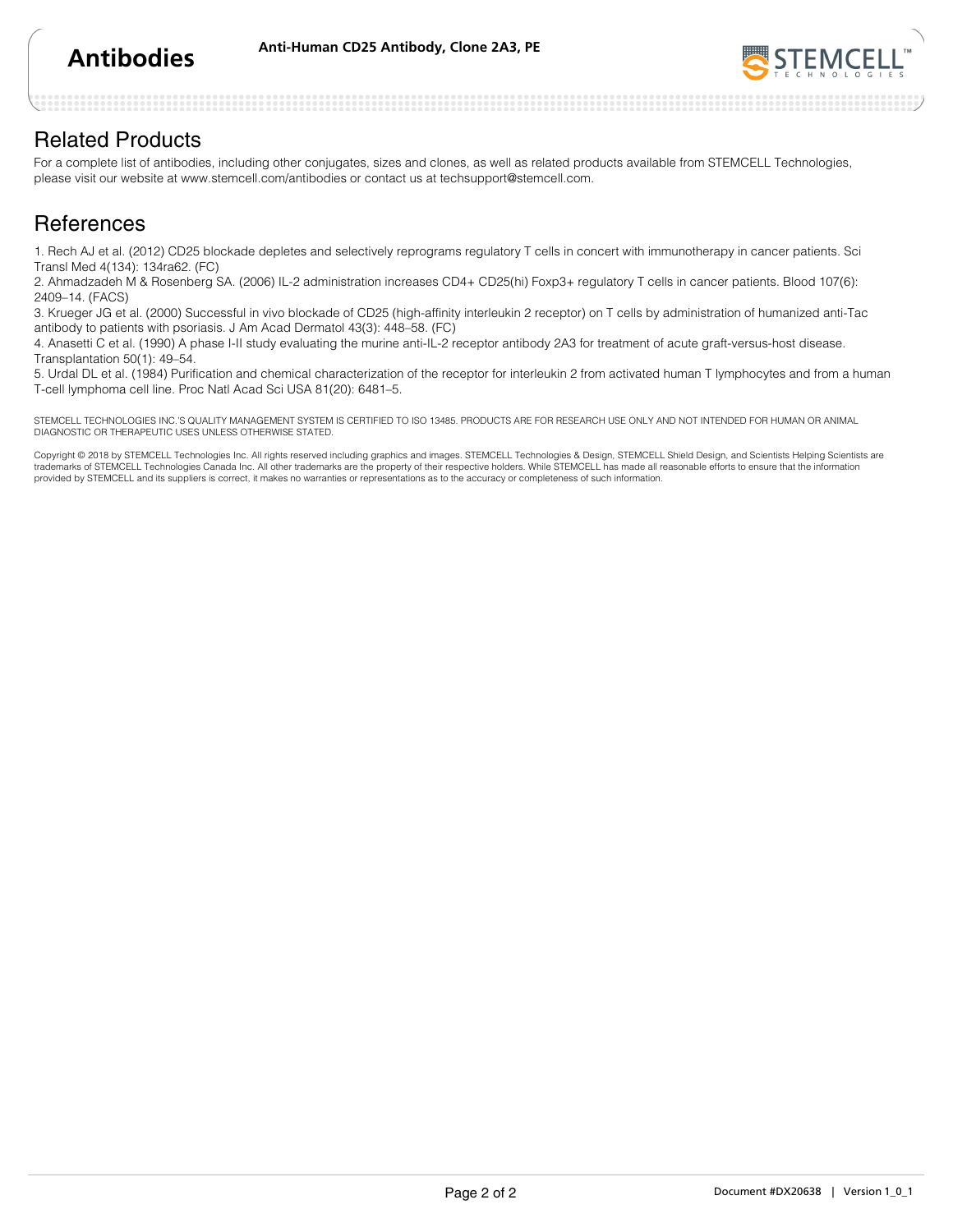## Related Products

For a complete list of antibodies, including other conjugates, sizes and clones, as well as related products available from STEMCELL Technologies, please visit our website at www.stemcell.com/antibodies or contact us at techsupport@stemcell.com.

## References

1. Rech AJ et al. (2012) CD25 blockade depletes and selectively reprograms regulatory T cells in concert with immunotherapy in cancer patients. Sci Transl Med 4(134): 134ra62. (FC)
2. Ahmadzadeh M & Rosenberg SA. (2006) IL-2 administration increases CD4+ CD25(hi) Foxp3+ regulatory T cells in cancer patients. Blood 107(6): 2409–14. (FACS)
3. Krueger JG et al. (2000) Successful in vivo blockade of CD25 (high-affinity interleukin 2 receptor) on T cells by administration of humanized anti-Tac antibody to patients with psoriasis. J Am Acad Dermatol 43(3): 448–58. (FC)
4. Anasetti C et al. (1990) A phase I-II study evaluating the murine anti-IL-2 receptor antibody 2A3 for treatment of acute graft-versus-host disease. Transplantation 50(1): 49–54.
5. Urdal DL et al. (1984) Purification and chemical characterization of the receptor for interleukin 2 from activated human T lymphocytes and from a human T-cell lymphoma cell line. Proc Natl Acad Sci USA 81(20): 6481–5.

STEMCELL TECHNOLOGIES INC.'S QUALITY MANAGEMENT SYSTEM IS CERTIFIED TO ISO 13485. PRODUCTS ARE FOR RESEARCH USE ONLY AND NOT INTENDED FOR HUMAN OR ANIMAL DIAGNOSTIC OR THERAPEUTIC USES UNLESS OTHERWISE STATED.

Copyright © 2018 by STEMCELL Technologies Inc. All rights reserved including graphics and images. STEMCELL Technologies & Design, STEMCELL Shield Design, and Scientists Helping Scientists are trademarks of STEMCELL Technologies Canada Inc. All other trademarks are the property of their respective holders. While STEMCELL has made all reasonable efforts to ensure that the information provided by STEMCELL and its suppliers is correct, it makes no warranties or representations as to the accuracy or completeness of such information.

Document #DX20638 | Version 1_0_1